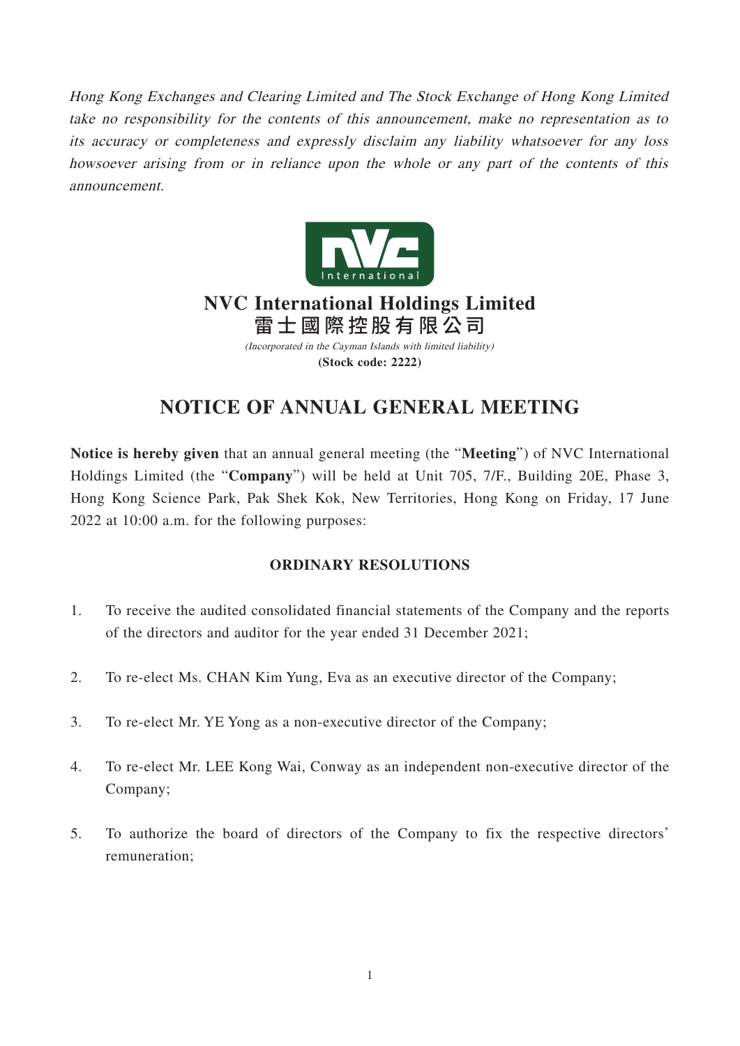*Hong Kong Exchanges and Clearing Limited and The Stock Exchange of Hong Kong Limited take no responsibility for the contents of this announcement, make no representation as to its accuracy or completeness and expressly disclaim any liability whatsoever for any loss howsoever arising from or in reliance upon the whole or any part of the contents of this announcement.*

# NVC International Holdings Limited
# 雷士國際控股有限公司

*(Incorporated in the Cayman Islands with limited liability)*

**(Stock code: 2222)**

# NOTICE OF ANNUAL GENERAL MEETING

**Notice is hereby given** that an annual general meeting (the "**Meeting**") of NVC International Holdings Limited (the "**Company**") will be held at Unit 705, 7/F., Building 20E, Phase 3, Hong Kong Science Park, Pak Shek Kok, New Territories, Hong Kong on Friday, 17 June 2022 at 10:00 a.m. for the following purposes:

## ORDINARY RESOLUTIONS

1. To receive the audited consolidated financial statements of the Company and the reports of the directors and auditor for the year ended 31 December 2021;

2. To re-elect Ms. CHAN Kim Yung, Eva as an executive director of the Company;

3. To re-elect Mr. YE Yong as a non-executive director of the Company;

4. To re-elect Mr. LEE Kong Wai, Conway as an independent non-executive director of the Company;

5. To authorize the board of directors of the Company to fix the respective directors' remuneration;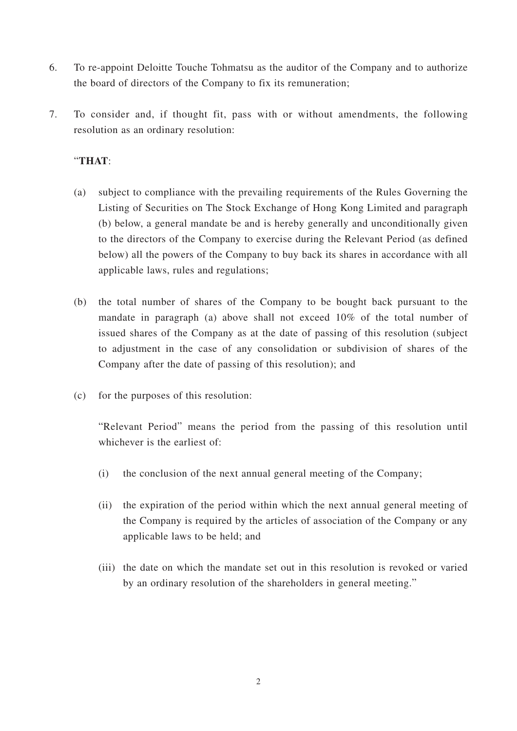6. To re-appoint Deloitte Touche Tohmatsu as the auditor of the Company and to authorize the board of directors of the Company to fix its remuneration;

7. To consider and, if thought fit, pass with or without amendments, the following resolution as an ordinary resolution:

   "**THAT**:

   (a) subject to compliance with the prevailing requirements of the Rules Governing the Listing of Securities on The Stock Exchange of Hong Kong Limited and paragraph (b) below, a general mandate be and is hereby generally and unconditionally given to the directors of the Company to exercise during the Relevant Period (as defined below) all the powers of the Company to buy back its shares in accordance with all applicable laws, rules and regulations;

   (b) the total number of shares of the Company to be bought back pursuant to the mandate in paragraph (a) above shall not exceed 10% of the total number of issued shares of the Company as at the date of passing of this resolution (subject to adjustment in the case of any consolidation or subdivision of shares of the Company after the date of passing of this resolution); and

   (c) for the purposes of this resolution:

   "Relevant Period" means the period from the passing of this resolution until whichever is the earliest of:

   (i) the conclusion of the next annual general meeting of the Company;

   (ii) the expiration of the period within which the next annual general meeting of the Company is required by the articles of association of the Company or any applicable laws to be held; and

   (iii) the date on which the mandate set out in this resolution is revoked or varied by an ordinary resolution of the shareholders in general meeting."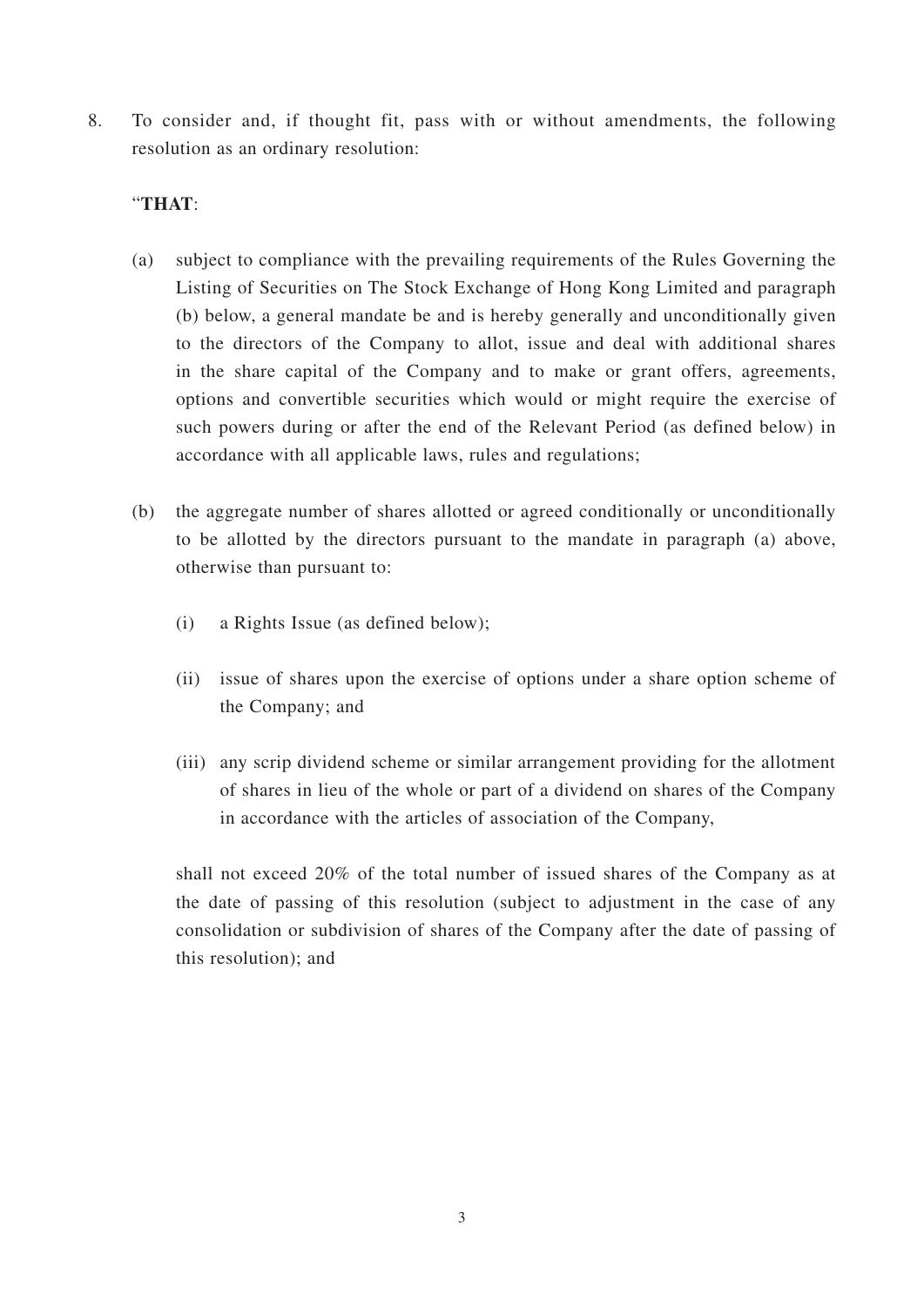8. To consider and, if thought fit, pass with or without amendments, the following resolution as an ordinary resolution:

"**THAT**:

(a) subject to compliance with the prevailing requirements of the Rules Governing the Listing of Securities on The Stock Exchange of Hong Kong Limited and paragraph (b) below, a general mandate be and is hereby generally and unconditionally given to the directors of the Company to allot, issue and deal with additional shares in the share capital of the Company and to make or grant offers, agreements, options and convertible securities which would or might require the exercise of such powers during or after the end of the Relevant Period (as defined below) in accordance with all applicable laws, rules and regulations;

(b) the aggregate number of shares allotted or agreed conditionally or unconditionally to be allotted by the directors pursuant to the mandate in paragraph (a) above, otherwise than pursuant to:

   (i) a Rights Issue (as defined below);

   (ii) issue of shares upon the exercise of options under a share option scheme of the Company; and

   (iii) any scrip dividend scheme or similar arrangement providing for the allotment of shares in lieu of the whole or part of a dividend on shares of the Company in accordance with the articles of association of the Company,

shall not exceed 20% of the total number of issued shares of the Company as at the date of passing of this resolution (subject to adjustment in the case of any consolidation or subdivision of shares of the Company after the date of passing of this resolution); and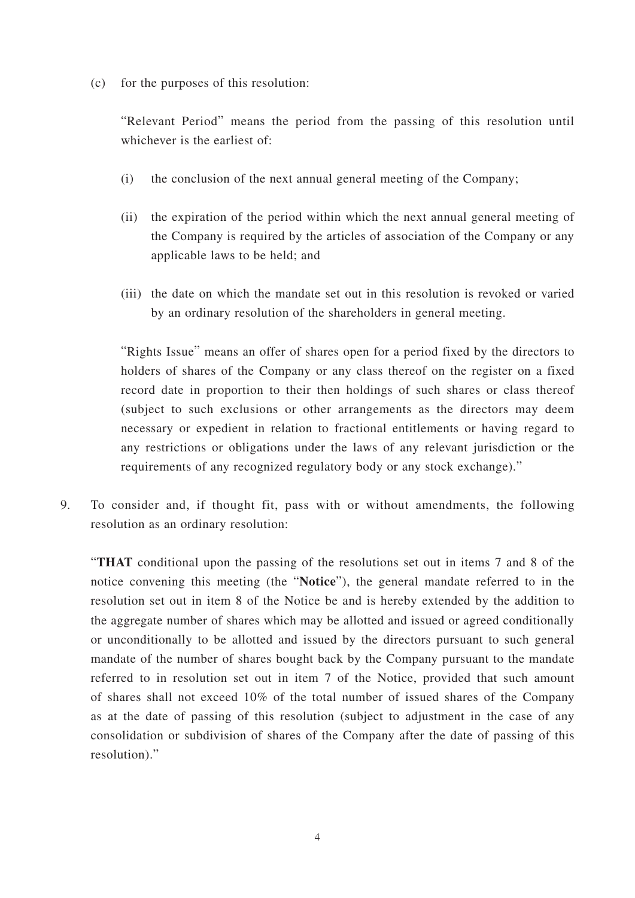(c) for the purposes of this resolution:

"Relevant Period" means the period from the passing of this resolution until whichever is the earliest of:

(i) the conclusion of the next annual general meeting of the Company;

(ii) the expiration of the period within which the next annual general meeting of the Company is required by the articles of association of the Company or any applicable laws to be held; and

(iii) the date on which the mandate set out in this resolution is revoked or varied by an ordinary resolution of the shareholders in general meeting.

"Rights Issue" means an offer of shares open for a period fixed by the directors to holders of shares of the Company or any class thereof on the register on a fixed record date in proportion to their then holdings of such shares or class thereof (subject to such exclusions or other arrangements as the directors may deem necessary or expedient in relation to fractional entitlements or having regard to any restrictions or obligations under the laws of any relevant jurisdiction or the requirements of any recognized regulatory body or any stock exchange)."

9. To consider and, if thought fit, pass with or without amendments, the following resolution as an ordinary resolution:

"**THAT** conditional upon the passing of the resolutions set out in items 7 and 8 of the notice convening this meeting (the "**Notice**"), the general mandate referred to in the resolution set out in item 8 of the Notice be and is hereby extended by the addition to the aggregate number of shares which may be allotted and issued or agreed conditionally or unconditionally to be allotted and issued by the directors pursuant to such general mandate of the number of shares bought back by the Company pursuant to the mandate referred to in resolution set out in item 7 of the Notice, provided that such amount of shares shall not exceed 10% of the total number of issued shares of the Company as at the date of passing of this resolution (subject to adjustment in the case of any consolidation or subdivision of shares of the Company after the date of passing of this resolution)."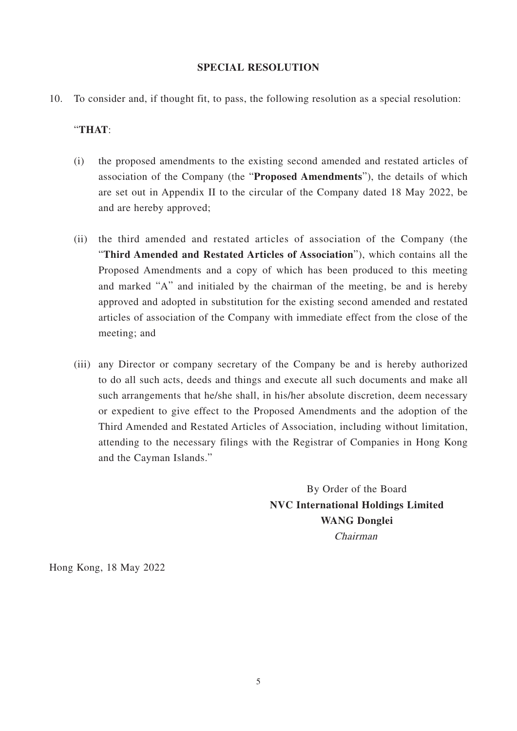## SPECIAL RESOLUTION

10. To consider and, if thought fit, to pass, the following resolution as a special resolution:

    "**THAT**:

    (i) the proposed amendments to the existing second amended and restated articles of association of the Company (the "**Proposed Amendments**"), the details of which are set out in Appendix II to the circular of the Company dated 18 May 2022, be and are hereby approved;

    (ii) the third amended and restated articles of association of the Company (the "**Third Amended and Restated Articles of Association**"), which contains all the Proposed Amendments and a copy of which has been produced to this meeting and marked "A" and initialed by the chairman of the meeting, be and is hereby approved and adopted in substitution for the existing second amended and restated articles of association of the Company with immediate effect from the close of the meeting; and

    (iii) any Director or company secretary of the Company be and is hereby authorized to do all such acts, deeds and things and execute all such documents and make all such arrangements that he/she shall, in his/her absolute discretion, deem necessary or expedient to give effect to the Proposed Amendments and the adoption of the Third Amended and Restated Articles of Association, including without limitation, attending to the necessary filings with the Registrar of Companies in Hong Kong and the Cayman Islands."

By Order of the Board
**NVC International Holdings Limited**
**WANG Donglei**
*Chairman*

Hong Kong, 18 May 2022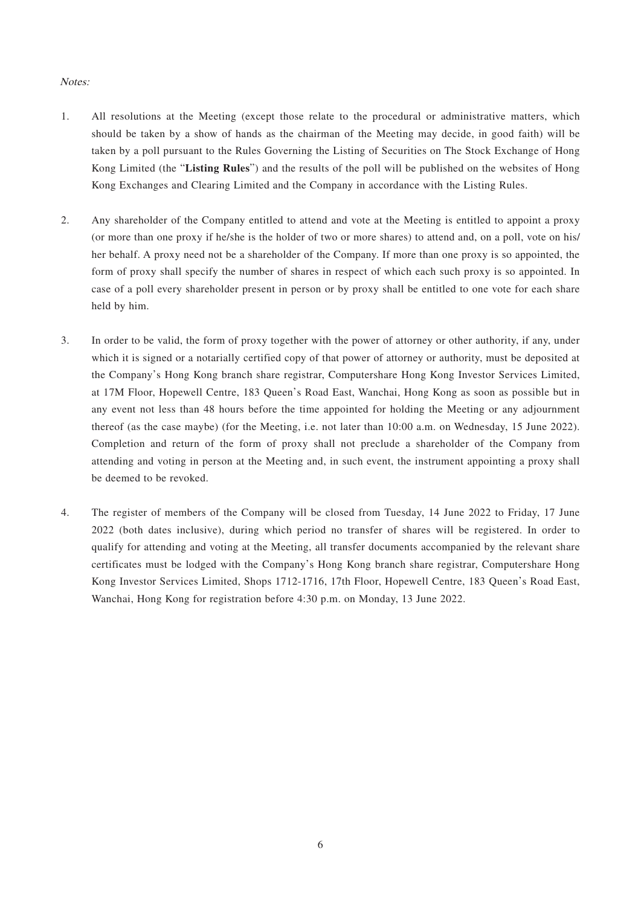*Notes:*

1. All resolutions at the Meeting (except those relate to the procedural or administrative matters, which should be taken by a show of hands as the chairman of the Meeting may decide, in good faith) will be taken by a poll pursuant to the Rules Governing the Listing of Securities on The Stock Exchange of Hong Kong Limited (the "**Listing Rules**") and the results of the poll will be published on the websites of Hong Kong Exchanges and Clearing Limited and the Company in accordance with the Listing Rules.

2. Any shareholder of the Company entitled to attend and vote at the Meeting is entitled to appoint a proxy (or more than one proxy if he/she is the holder of two or more shares) to attend and, on a poll, vote on his/her behalf. A proxy need not be a shareholder of the Company. If more than one proxy is so appointed, the form of proxy shall specify the number of shares in respect of which each such proxy is so appointed. In case of a poll every shareholder present in person or by proxy shall be entitled to one vote for each share held by him.

3. In order to be valid, the form of proxy together with the power of attorney or other authority, if any, under which it is signed or a notarially certified copy of that power of attorney or authority, must be deposited at the Company's Hong Kong branch share registrar, Computershare Hong Kong Investor Services Limited, at 17M Floor, Hopewell Centre, 183 Queen's Road East, Wanchai, Hong Kong as soon as possible but in any event not less than 48 hours before the time appointed for holding the Meeting or any adjournment thereof (as the case maybe) (for the Meeting, i.e. not later than 10:00 a.m. on Wednesday, 15 June 2022). Completion and return of the form of proxy shall not preclude a shareholder of the Company from attending and voting in person at the Meeting and, in such event, the instrument appointing a proxy shall be deemed to be revoked.

4. The register of members of the Company will be closed from Tuesday, 14 June 2022 to Friday, 17 June 2022 (both dates inclusive), during which period no transfer of shares will be registered. In order to qualify for attending and voting at the Meeting, all transfer documents accompanied by the relevant share certificates must be lodged with the Company's Hong Kong branch share registrar, Computershare Hong Kong Investor Services Limited, Shops 1712-1716, 17th Floor, Hopewell Centre, 183 Queen's Road East, Wanchai, Hong Kong for registration before 4:30 p.m. on Monday, 13 June 2022.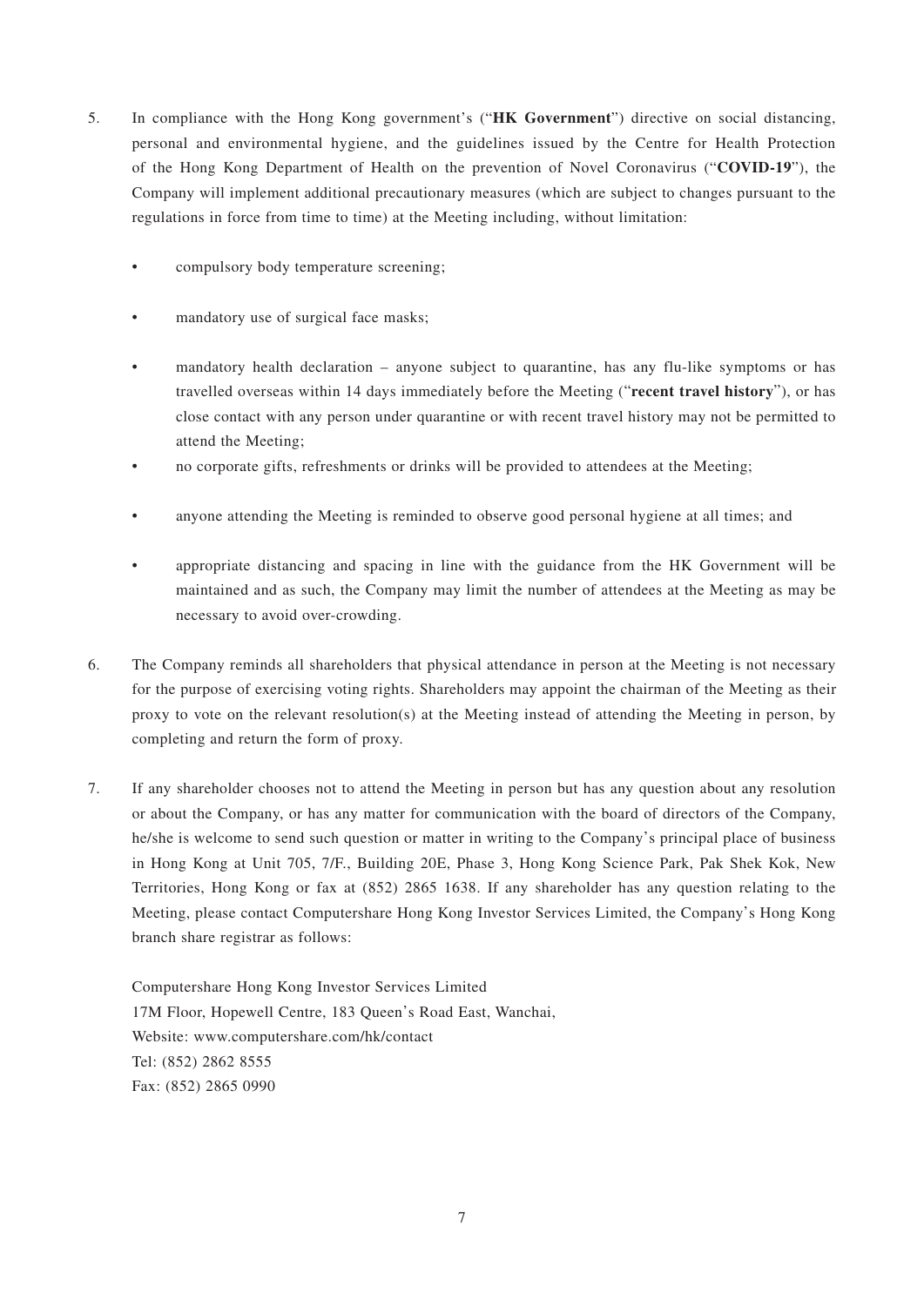5. In compliance with the Hong Kong government's ("**HK Government**") directive on social distancing, personal and environmental hygiene, and the guidelines issued by the Centre for Health Protection of the Hong Kong Department of Health on the prevention of Novel Coronavirus ("**COVID-19**"), the Company will implement additional precautionary measures (which are subject to changes pursuant to the regulations in force from time to time) at the Meeting including, without limitation:

   - compulsory body temperature screening;
   - mandatory use of surgical face masks;
   - mandatory health declaration – anyone subject to quarantine, has any flu-like symptoms or has travelled overseas within 14 days immediately before the Meeting ("**recent travel history**"), or has close contact with any person under quarantine or with recent travel history may not be permitted to attend the Meeting;
   - no corporate gifts, refreshments or drinks will be provided to attendees at the Meeting;
   - anyone attending the Meeting is reminded to observe good personal hygiene at all times; and
   - appropriate distancing and spacing in line with the guidance from the HK Government will be maintained and as such, the Company may limit the number of attendees at the Meeting as may be necessary to avoid over-crowding.

6. The Company reminds all shareholders that physical attendance in person at the Meeting is not necessary for the purpose of exercising voting rights. Shareholders may appoint the chairman of the Meeting as their proxy to vote on the relevant resolution(s) at the Meeting instead of attending the Meeting in person, by completing and return the form of proxy.

7. If any shareholder chooses not to attend the Meeting in person but has any question about any resolution or about the Company, or has any matter for communication with the board of directors of the Company, he/she is welcome to send such question or matter in writing to the Company's principal place of business in Hong Kong at Unit 705, 7/F., Building 20E, Phase 3, Hong Kong Science Park, Pak Shek Kok, New Territories, Hong Kong or fax at (852) 2865 1638. If any shareholder has any question relating to the Meeting, please contact Computershare Hong Kong Investor Services Limited, the Company's Hong Kong branch share registrar as follows:

   Computershare Hong Kong Investor Services Limited
   17M Floor, Hopewell Centre, 183 Queen's Road East, Wanchai,
   Website: www.computershare.com/hk/contact
   Tel: (852) 2862 8555
   Fax: (852) 2865 0990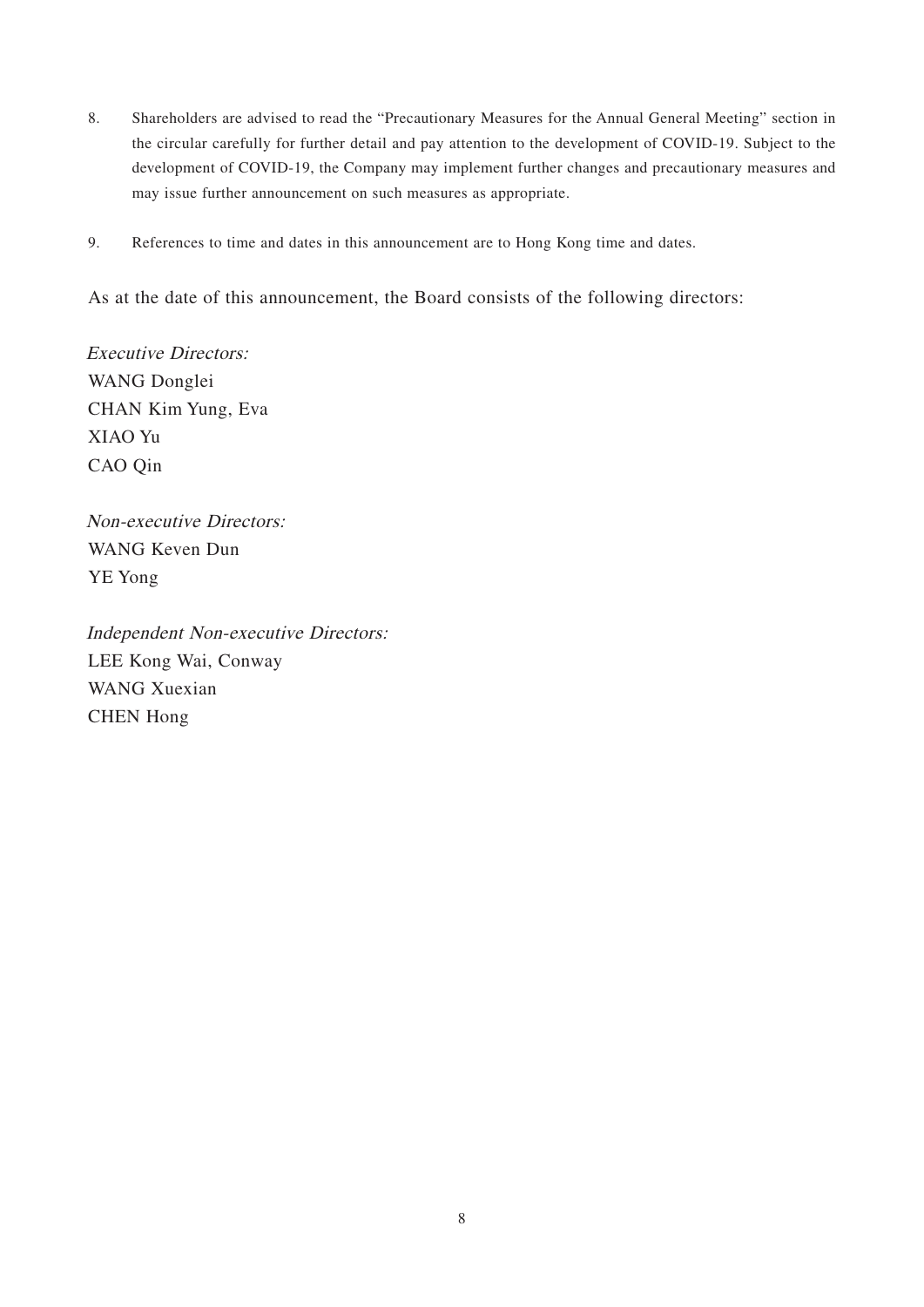8. Shareholders are advised to read the "Precautionary Measures for the Annual General Meeting" section in the circular carefully for further detail and pay attention to the development of COVID-19. Subject to the development of COVID-19, the Company may implement further changes and precautionary measures and may issue further announcement on such measures as appropriate.

9. References to time and dates in this announcement are to Hong Kong time and dates.

As at the date of this announcement, the Board consists of the following directors:

*Executive Directors:*
WANG Donglei
CHAN Kim Yung, Eva
XIAO Yu
CAO Qin

*Non-executive Directors:*
WANG Keven Dun
YE Yong

*Independent Non-executive Directors:*
LEE Kong Wai, Conway
WANG Xuexian
CHEN Hong